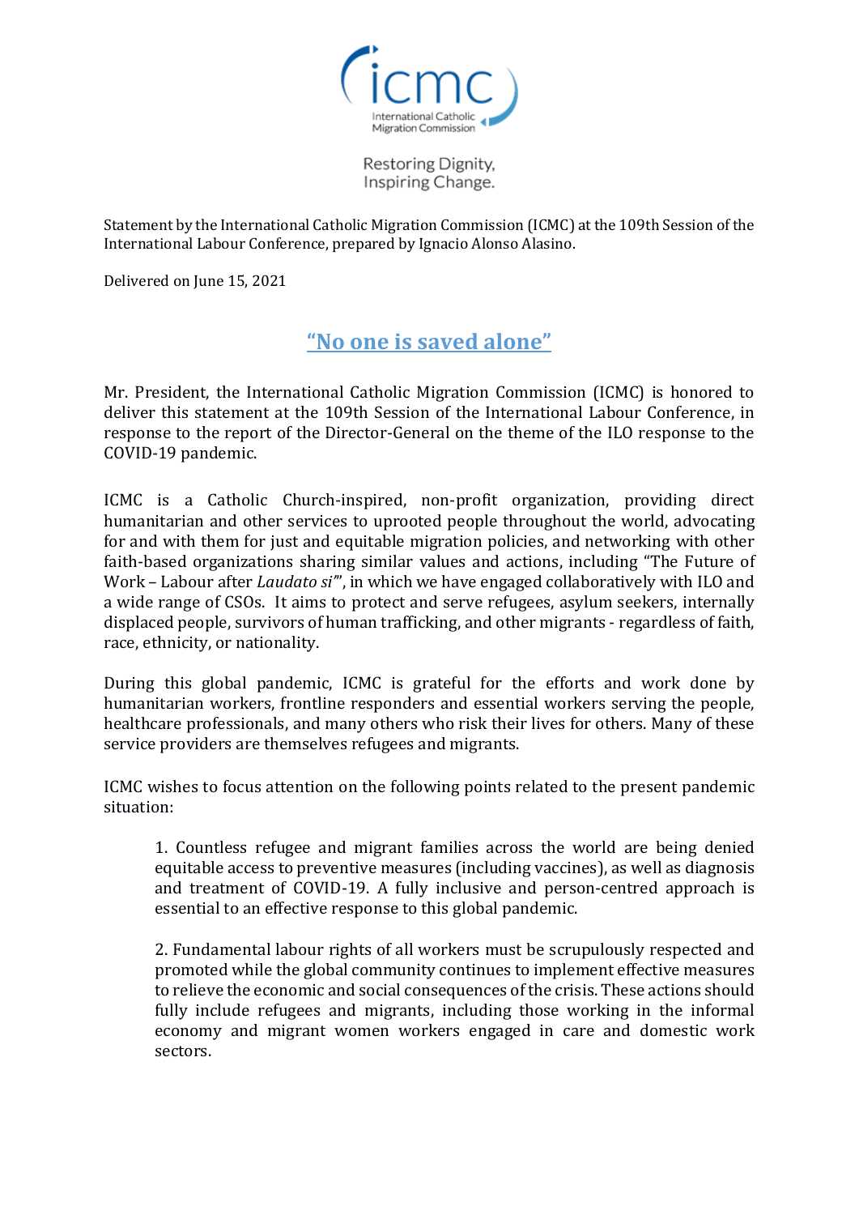Restoring Dignity,
Inspiring Change.

Statement by the International Catholic Migration Commission (ICMC) at the 109th Session of the International Labour Conference, prepared by Ignacio Alonso Alasino.

Delivered on June 15, 2021

## “No one is saved alone”

Mr. President, the International Catholic Migration Commission (ICMC) is honored to deliver this statement at the 109th Session of the International Labour Conference, in response to the report of the Director-General on the theme of the ILO response to the COVID-19 pandemic.

ICMC is a Catholic Church-inspired, non-profit organization, providing direct humanitarian and other services to uprooted people throughout the world, advocating for and with them for just and equitable migration policies, and networking with other faith-based organizations sharing similar values and actions, including “The Future of Work – Labour after *Laudato si’*”, in which we have engaged collaboratively with ILO and a wide range of CSOs. It aims to protect and serve refugees, asylum seekers, internally displaced people, survivors of human trafficking, and other migrants - regardless of faith, race, ethnicity, or nationality.

During this global pandemic, ICMC is grateful for the efforts and work done by humanitarian workers, frontline responders and essential workers serving the people, healthcare professionals, and many others who risk their lives for others. Many of these service providers are themselves refugees and migrants.

ICMC wishes to focus attention on the following points related to the present pandemic situation:

> 1. Countless refugee and migrant families across the world are being denied equitable access to preventive measures (including vaccines), as well as diagnosis and treatment of COVID-19. A fully inclusive and person-centred approach is essential to an effective response to this global pandemic.
>
> 2. Fundamental labour rights of all workers must be scrupulously respected and promoted while the global community continues to implement effective measures to relieve the economic and social consequences of the crisis. These actions should fully include refugees and migrants, including those working in the informal economy and migrant women workers engaged in care and domestic work sectors.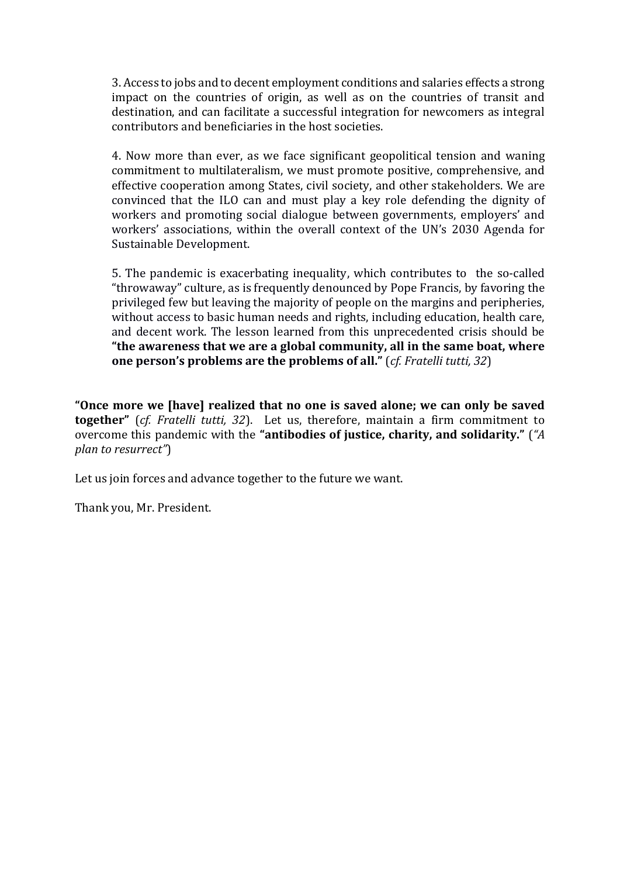3. Access to jobs and to decent employment conditions and salaries effects a strong impact on the countries of origin, as well as on the countries of transit and destination, and can facilitate a successful integration for newcomers as integral contributors and beneficiaries in the host societies.

4. Now more than ever, as we face significant geopolitical tension and waning commitment to multilateralism, we must promote positive, comprehensive, and effective cooperation among States, civil society, and other stakeholders. We are convinced that the ILO can and must play a key role defending the dignity of workers and promoting social dialogue between governments, employers' and workers' associations, within the overall context of the UN's 2030 Agenda for Sustainable Development.

5. The pandemic is exacerbating inequality, which contributes to the so-called "throwaway" culture, as is frequently denounced by Pope Francis, by favoring the privileged few but leaving the majority of people on the margins and peripheries, without access to basic human needs and rights, including education, health care, and decent work. The lesson learned from this unprecedented crisis should be **"the awareness that we are a global community, all in the same boat, where one person's problems are the problems of all."** (*cf. Fratelli tutti, 32*)

**"Once more we [have] realized that no one is saved alone; we can only be saved together"** (*cf. Fratelli tutti, 32*). Let us, therefore, maintain a firm commitment to overcome this pandemic with the **"antibodies of justice, charity, and solidarity."** (*"A plan to resurrect"*)

Let us join forces and advance together to the future we want.

Thank you, Mr. President.